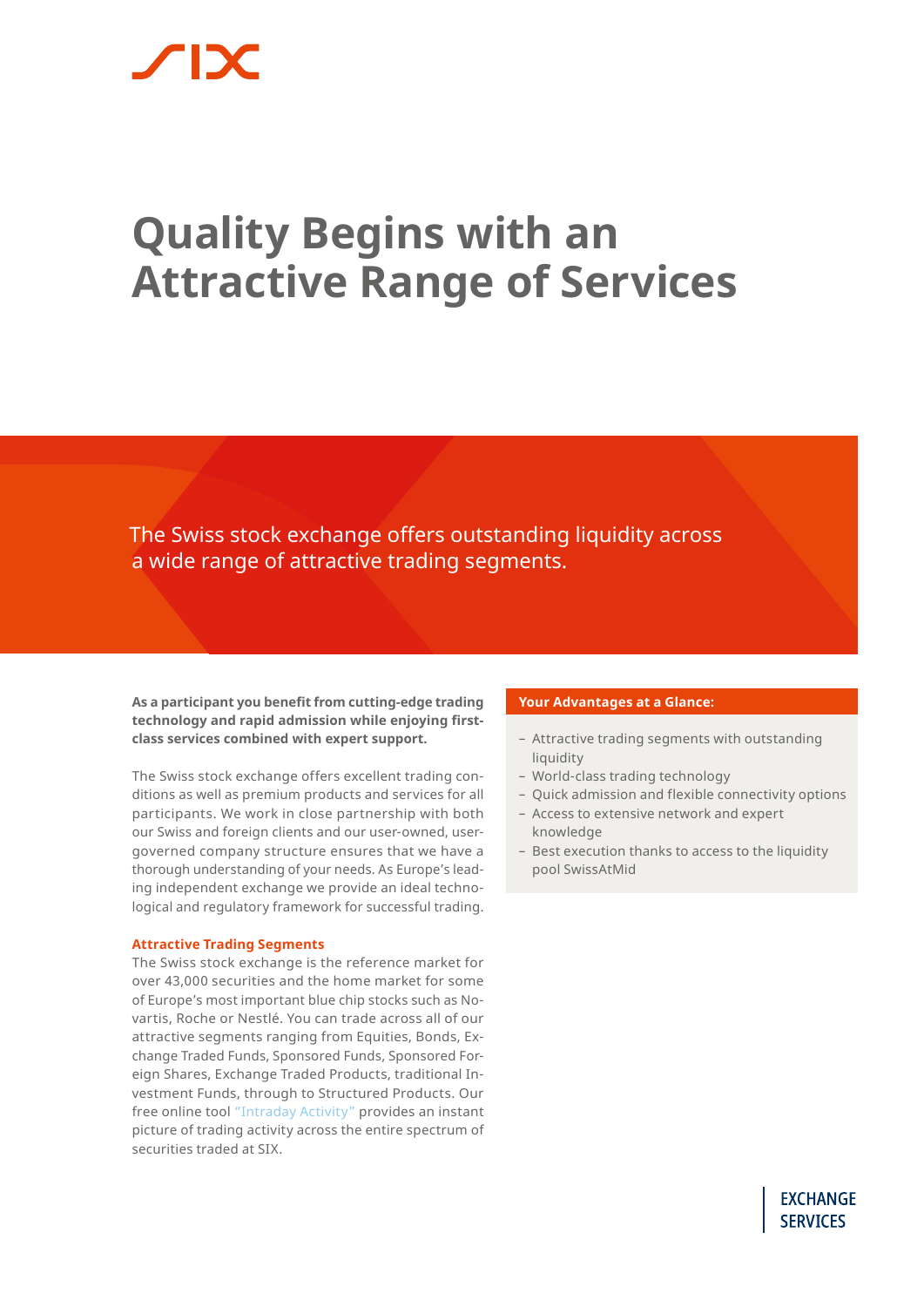# Quality Begins with an Attractive Range of Services

The Swiss stock exchange offers outstanding liquidity across a wide range of attractive trading segments.

**As a participant you benefit from cutting-edge trading technology and rapid admission while enjoying first-class services combined with expert support.**

The Swiss stock exchange offers excellent trading conditions as well as premium products and services for all participants. We work in close partnership with both our Swiss and foreign clients and our user-owned, user-governed company structure ensures that we have a thorough understanding of your needs. As Europe's leading independent exchange we provide an ideal technological and regulatory framework for successful trading.

### Attractive Trading Segments

The Swiss stock exchange is the reference market for over 43,000 securities and the home market for some of Europe's most important blue chip stocks such as Novartis, Roche or Nestlé. You can trade across all of our attractive segments ranging from Equities, Bonds, Exchange Traded Funds, Sponsored Funds, Sponsored Foreign Shares, Exchange Traded Products, traditional Investment Funds, through to Structured Products. Our free online tool "Intraday Activity" provides an instant picture of trading activity across the entire spectrum of securities traded at SIX.

**Your Advantages at a Glance:**

- Attractive trading segments with outstanding liquidity
- World-class trading technology
- Quick admission and flexible connectivity options
- Access to extensive network and expert knowledge
- Best execution thanks to access to the liquidity pool SwissAtMid

EXCHANGE SERVICES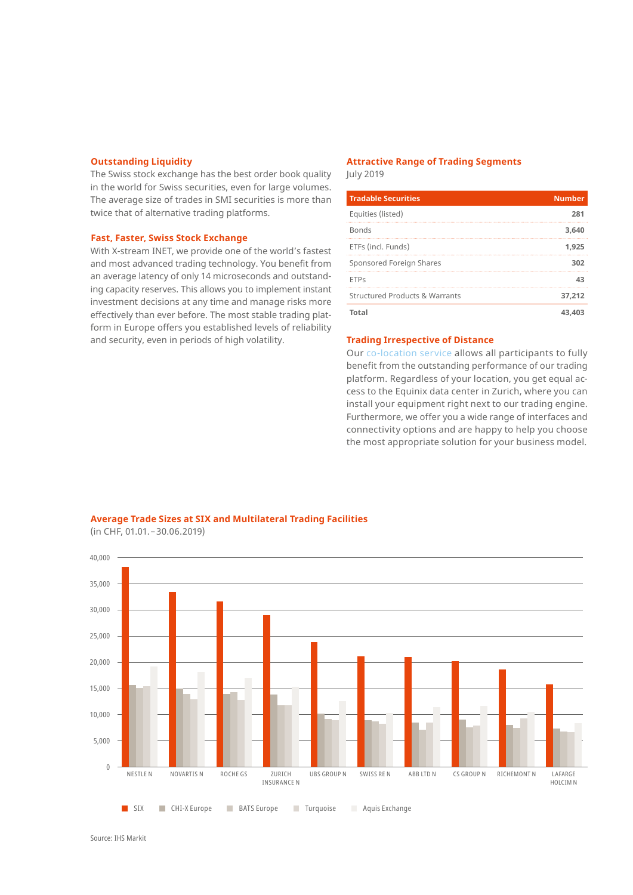## Outstanding Liquidity

The Swiss stock exchange has the best order book quality in the world for Swiss securities, even for large volumes. The average size of trades in SMI securities is more than twice that of alternative trading platforms.

## Fast, Faster, Swiss Stock Exchange

With X-stream INET, we provide one of the world's fastest and most advanced trading technology. You benefit from an average latency of only 14 microseconds and outstanding capacity reserves. This allows you to implement instant investment decisions at any time and manage risks more effectively than ever before. The most stable trading platform in Europe offers you established levels of reliability and security, even in periods of high volatility.

## Attractive Range of Trading Segments

July 2019

| Tradable Securities | Number |
|---|---|
| Equities (listed) | 281 |
| Bonds | 3,640 |
| ETFs (incl. Funds) | 1,925 |
| Sponsored Foreign Shares | 302 |
| ETPs | 43 |
| Structured Products & Warrants | 37,212 |
| **Total** | **43,403** |

## Trading Irrespective of Distance

Our co-location service allows all participants to fully benefit from the outstanding performance of our trading platform. Regardless of your location, you get equal access to the Equinix data center in Zurich, where you can install your equipment right next to our trading engine. Furthermore, we offer you a wide range of interfaces and connectivity options and are happy to help you choose the most appropriate solution for your business model.

## Average Trade Sizes at SIX and Multilateral Trading Facilities

(in CHF, 01.01.–30.06.2019)

Source: IHS Markit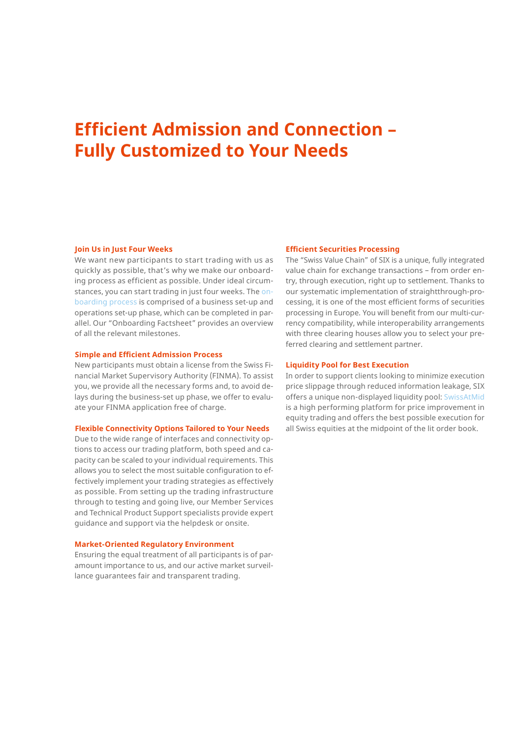# Efficient Admission and Connection – Fully Customized to Your Needs

### Join Us in Just Four Weeks

We want new participants to start trading with us as quickly as possible, that's why we make our onboarding process as efficient as possible. Under ideal circumstances, you can start trading in just four weeks. The onboarding process is comprised of a business set-up and operations set-up phase, which can be completed in parallel. Our "Onboarding Factsheet" provides an overview of all the relevant milestones.

### Simple and Efficient Admission Process

New participants must obtain a license from the Swiss Financial Market Supervisory Authority (FINMA). To assist you, we provide all the necessary forms and, to avoid delays during the business-set up phase, we offer to evaluate your FINMA application free of charge.

### Flexible Connectivity Options Tailored to Your Needs

Due to the wide range of interfaces and connectivity options to access our trading platform, both speed and capacity can be scaled to your individual requirements. This allows you to select the most suitable configuration to effectively implement your trading strategies as effectively as possible. From setting up the trading infrastructure through to testing and going live, our Member Services and Technical Product Support specialists provide expert guidance and support via the helpdesk or onsite.

### Market-Oriented Regulatory Environment

Ensuring the equal treatment of all participants is of paramount importance to us, and our active market surveillance guarantees fair and transparent trading.

### Efficient Securities Processing

The "Swiss Value Chain" of SIX is a unique, fully integrated value chain for exchange transactions – from order entry, through execution, right up to settlement. Thanks to our systematic implementation of straightthrough-processing, it is one of the most efficient forms of securities processing in Europe. You will benefit from our multi-currency compatibility, while interoperability arrangements with three clearing houses allow you to select your preferred clearing and settlement partner.

### Liquidity Pool for Best Execution

In order to support clients looking to minimize execution price slippage through reduced information leakage, SIX offers a unique non-displayed liquidity pool: SwissAtMid is a high performing platform for price improvement in equity trading and offers the best possible execution for all Swiss equities at the midpoint of the lit order book.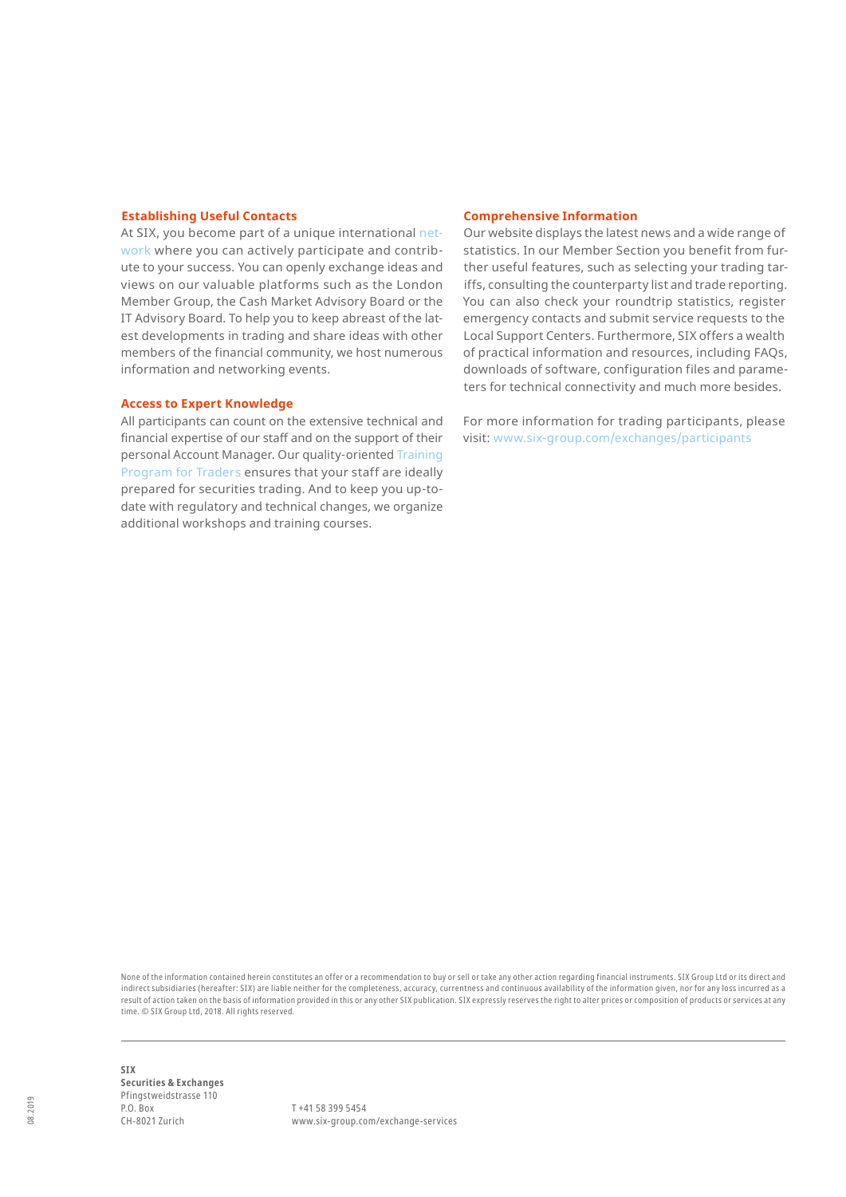### Establishing Useful Contacts

At SIX, you become part of a unique international network where you can actively participate and contribute to your success. You can openly exchange ideas and views on our valuable platforms such as the London Member Group, the Cash Market Advisory Board or the IT Advisory Board. To help you to keep abreast of the latest developments in trading and share ideas with other members of the financial community, we host numerous information and networking events.

### Access to Expert Knowledge

All participants can count on the extensive technical and financial expertise of our staff and on the support of their personal Account Manager. Our quality-oriented Training Program for Traders ensures that your staff are ideally prepared for securities trading. And to keep you up-to-date with regulatory and technical changes, we organize additional workshops and training courses.

### Comprehensive Information

Our website displays the latest news and a wide range of statistics. In our Member Section you benefit from further useful features, such as selecting your trading tariffs, consulting the counterparty list and trade reporting. You can also check your roundtrip statistics, register emergency contacts and submit service requests to the Local Support Centers. Furthermore, SIX offers a wealth of practical information and resources, including FAQs, downloads of software, configuration files and parameters for technical connectivity and much more besides.

For more information for trading participants, please visit: www.six-group.com/exchanges/participants

None of the information contained herein constitutes an offer or a recommendation to buy or sell or take any other action regarding financial instruments. SIX Group Ltd or its direct and indirect subsidiaries (hereafter: SIX) are liable neither for the completeness, accuracy, currentness and continuous availability of the information given, nor for any loss incurred as a result of action taken on the basis of information provided in this or any other SIX publication. SIX expressly reserves the right to alter prices or composition of products or services at any time. © SIX Group Ltd, 2018. All rights reserved.

**SIX**
**Securities & Exchanges**
Pfingstweidstrasse 110
P.O. Box
CH-8021 Zurich

T +41 58 399 5454
www.six-group.com/exchange-services

08.2019